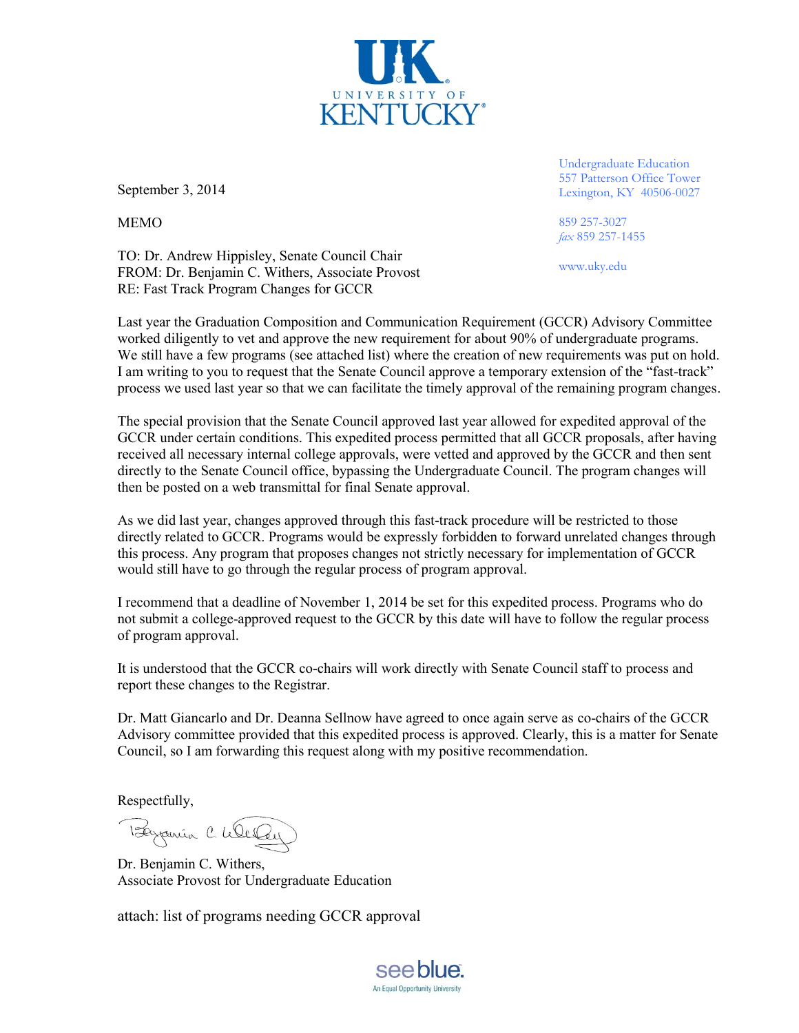UNIVERSITY OF KENTUCKY

Undergraduate Education
557 Patterson Office Tower
Lexington, KY 40506-0027

859 257-3027
*fax* 859 257-1455

www.uky.edu

September 3, 2014

MEMO

TO: Dr. Andrew Hippisley, Senate Council Chair
FROM: Dr. Benjamin C. Withers, Associate Provost
RE: Fast Track Program Changes for GCCR

Last year the Graduation Composition and Communication Requirement (GCCR) Advisory Committee worked diligently to vet and approve the new requirement for about 90% of undergraduate programs. We still have a few programs (see attached list) where the creation of new requirements was put on hold. I am writing to you to request that the Senate Council approve a temporary extension of the "fast-track" process we used last year so that we can facilitate the timely approval of the remaining program changes.

The special provision that the Senate Council approved last year allowed for expedited approval of the GCCR under certain conditions. This expedited process permitted that all GCCR proposals, after having received all necessary internal college approvals, were vetted and approved by the GCCR and then sent directly to the Senate Council office, bypassing the Undergraduate Council. The program changes will then be posted on a web transmittal for final Senate approval.

As we did last year, changes approved through this fast-track procedure will be restricted to those directly related to GCCR. Programs would be expressly forbidden to forward unrelated changes through this process. Any program that proposes changes not strictly necessary for implementation of GCCR would still have to go through the regular process of program approval.

I recommend that a deadline of November 1, 2014 be set for this expedited process. Programs who do not submit a college-approved request to the GCCR by this date will have to follow the regular process of program approval.

It is understood that the GCCR co-chairs will work directly with Senate Council staff to process and report these changes to the Registrar.

Dr. Matt Giancarlo and Dr. Deanna Sellnow have agreed to once again serve as co-chairs of the GCCR Advisory committee provided that this expedited process is approved. Clearly, this is a matter for Senate Council, so I am forwarding this request along with my positive recommendation.

Respectfully,

Benjamin C. Withers

Dr. Benjamin C. Withers,
Associate Provost for Undergraduate Education

attach: list of programs needing GCCR approval

see blue.
An Equal Opportunity University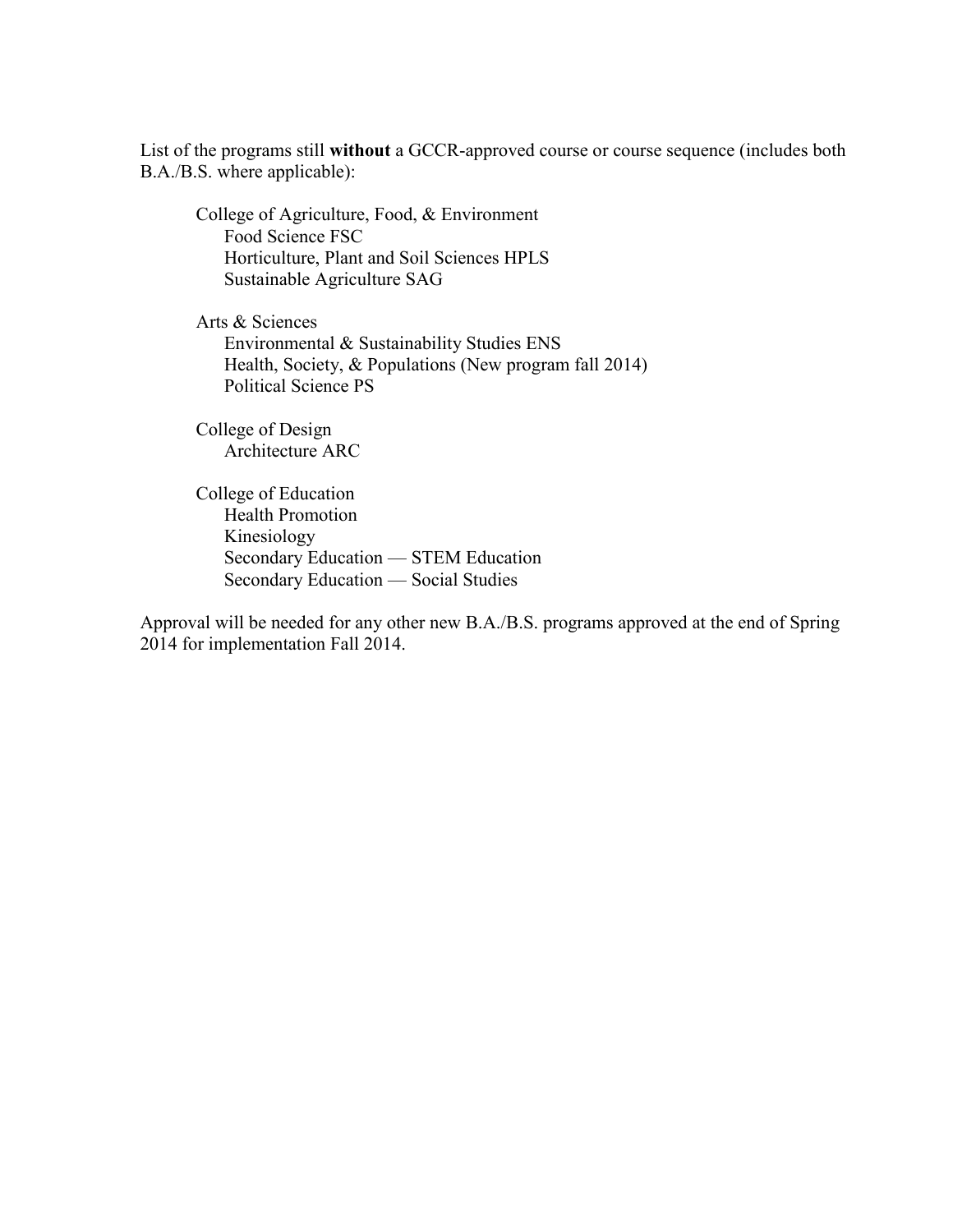List of the programs still **without** a GCCR-approved course or course sequence (includes both B.A./B.S. where applicable):

College of Agriculture, Food, & Environment
- Food Science FSC
- Horticulture, Plant and Soil Sciences HPLS
- Sustainable Agriculture SAG

Arts & Sciences
- Environmental & Sustainability Studies ENS
- Health, Society, & Populations (New program fall 2014)
- Political Science PS

College of Design
- Architecture ARC

College of Education
- Health Promotion
- Kinesiology
- Secondary Education — STEM Education
- Secondary Education — Social Studies

Approval will be needed for any other new B.A./B.S. programs approved at the end of Spring 2014 for implementation Fall 2014.